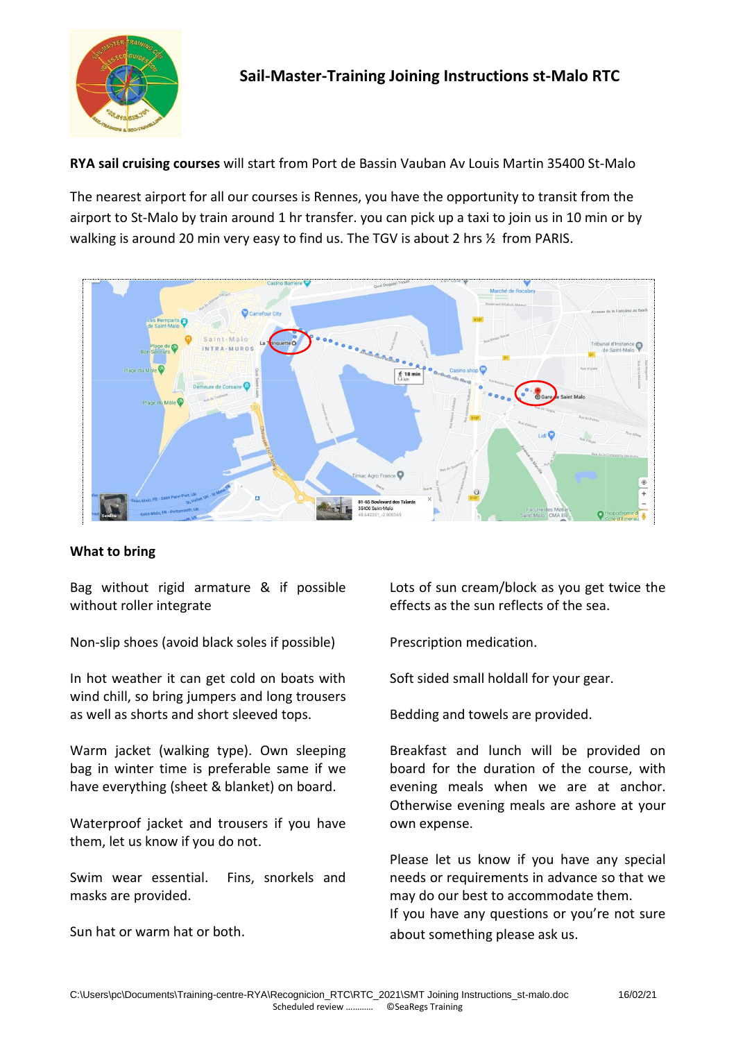# Sail-Master-Training Joining Instructions st-Malo RTC

**RYA sail cruising courses** will start from Port de Bassin Vauban Av Louis Martin 35400 St-Malo

The nearest airport for all our courses is Rennes, you have the opportunity to transit from the airport to St-Malo by train around 1 hr transfer. you can pick up a taxi to join us in 10 min or by walking is around 20 min very easy to find us. The TGV is about 2 hrs ½ from PARIS.

## What to bring

Bag without rigid armature & if possible without roller integrate

Non-slip shoes (avoid black soles if possible)

In hot weather it can get cold on boats with wind chill, so bring jumpers and long trousers as well as shorts and short sleeved tops.

Warm jacket (walking type). Own sleeping bag in winter time is preferable same if we have everything (sheet & blanket) on board.

Waterproof jacket and trousers if you have them, let us know if you do not.

Swim wear essential. Fins, snorkels and masks are provided.

Sun hat or warm hat or both.

Lots of sun cream/block as you get twice the effects as the sun reflects of the sea.

Prescription medication.

Soft sided small holdall for your gear.

Bedding and towels are provided.

Breakfast and lunch will be provided on board for the duration of the course, with evening meals when we are at anchor. Otherwise evening meals are ashore at your own expense.

Please let us know if you have any special needs or requirements in advance so that we may do our best to accommodate them.
If you have any questions or you're not sure about something please ask us.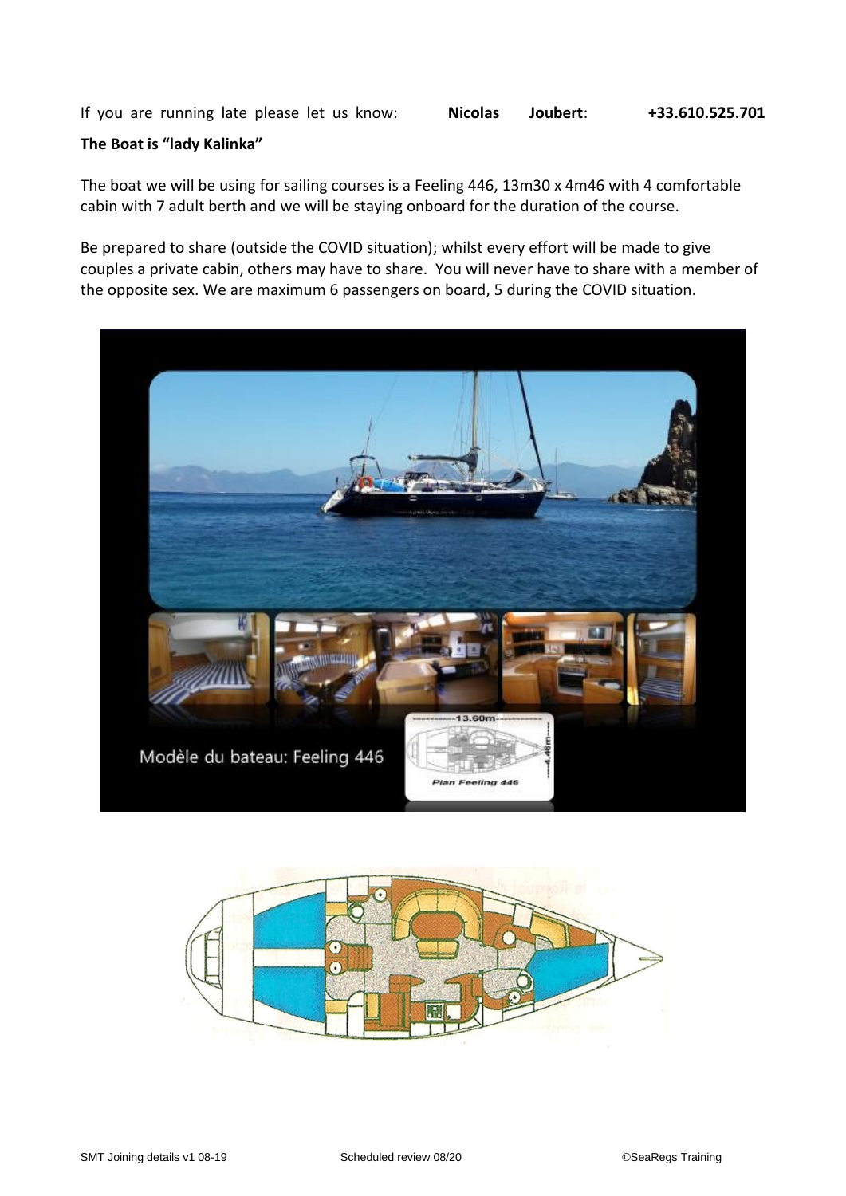If you are running late please let us know: **Nicolas Joubert**: **+33.610.525.701**

**The Boat is "lady Kalinka"**

The boat we will be using for sailing courses is a Feeling 446, 13m30 x 4m46 with 4 comfortable cabin with 7 adult berth and we will be staying onboard for the duration of the course.

Be prepared to share (outside the COVID situation); whilst every effort will be made to give couples a private cabin, others may have to share. You will never have to share with a member of the opposite sex. We are maximum 6 passengers on board, 5 during the COVID situation.